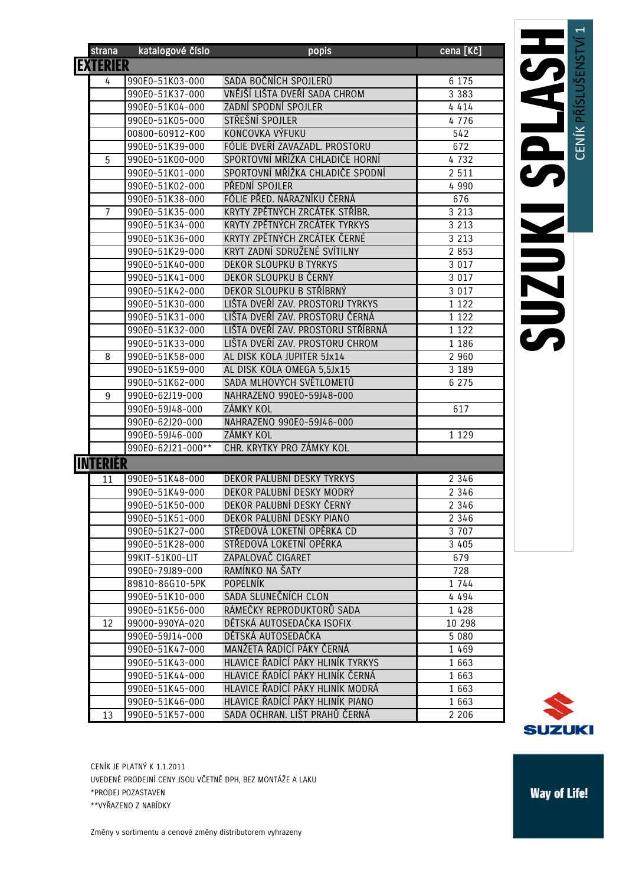# SUZUKI SPLASH

CENÍK PŘÍSLUŠENSTVÍ 1

| strana | katalogové číslo | popis | cena [Kč] |
|---|---|---|---|
| **EXTERIER** | | | |
| 4 | 990E0-51K03-000 | SADA BOČNÍCH SPOJLERŮ | 6 175 |
| | 990E0-51K37-000 | VNĚJŠÍ LIŠTA DVEŘÍ SADA CHROM | 3 383 |
| | 990E0-51K04-000 | ZADNÍ SPODNÍ SPOJLER | 4 414 |
| | 990E0-51K05-000 | STŘEŠNÍ SPOJLER | 4 776 |
| | 00800-60912-K00 | KONCOVKA VÝFUKU | 542 |
| | 990E0-51K39-000 | FÓLIE DVEŘÍ ZAVAZADL. PROSTORU | 672 |
| 5 | 990E0-51K00-000 | SPORTOVNÍ MŘÍŽKA CHLADIČE HORNÍ | 4 732 |
| | 990E0-51K01-000 | SPORTOVNÍ MŘÍŽKA CHLADIČE SPODNÍ | 2 511 |
| | 990E0-51K02-000 | PŘEDNÍ SPOJLER | 4 990 |
| | 990E0-51K38-000 | FÓLIE PŘED. NÁRAZNÍKU ČERNÁ | 676 |
| 7 | 990E0-51K35-000 | KRYTY ZPĚTNÝCH ZRCÁTEK STŘÍBR. | 3 213 |
| | 990E0-51K34-000 | KRYTY ZPĚTNÝCH ZRCÁTEK TYRKYS | 3 213 |
| | 990E0-51K36-000 | KRYTY ZPĚTNÝCH ZRCÁTEK ČERNÉ | 3 213 |
| | 990E0-51K29-000 | KRYT ZADNÍ SDRUŽENÉ SVÍTILNY | 2 853 |
| | 990E0-51K40-000 | DEKOR SLOUPKU B TYRKYS | 3 017 |
| | 990E0-51K41-000 | DEKOR SLOUPKU B ČERNÝ | 3 017 |
| | 990E0-51K42-000 | DEKOR SLOUPKU B STŘÍBRNÝ | 3 017 |
| | 990E0-51K30-000 | LIŠTA DVEŘÍ ZAV. PROSTORU TYRKYS | 1 122 |
| | 990E0-51K31-000 | LIŠTA DVEŘÍ ZAV. PROSTORU ČERNÁ | 1 122 |
| | 990E0-51K32-000 | LIŠTA DVEŘÍ ZAV. PROSTORU STŘÍBRNÁ | 1 122 |
| | 990E0-51K33-000 | LIŠTA DVEŘÍ ZAV. PROSTORU CHROM | 1 186 |
| 8 | 990E0-51K58-000 | AL DISK KOLA JUPITER 5Jx14 | 2 960 |
| | 990E0-51K59-000 | AL DISK KOLA OMEGA 5,5Jx15 | 3 189 |
| | 990E0-51K62-000 | SADA MLHOVÝCH SVĚTLOMETŮ | 6 275 |
| 9 | 990E0-62J19-000 | NAHRAZENO 990E0-59J48-000 | |
| | 990E0-59J48-000 | ZÁMKY KOL | 617 |
| | 990E0-62J20-000 | NAHRAZENO 990E0-59J46-000 | |
| | 990E0-59J46-000 | ZÁMKY KOL | 1 129 |
| | 990E0-62J21-000** | CHR. KRYTKY PRO ZÁMKY KOL | |
| **INTERIÉR** | | | |
| 11 | 990E0-51K48-000 | DEKOR PALUBNÍ DESKY TYRKYS | 2 346 |
| | 990E0-51K49-000 | DEKOR PALUBNÍ DESKY MODRÝ | 2 346 |
| | 990E0-51K50-000 | DEKOR PALUBNÍ DESKY ČERNÝ | 2 346 |
| | 990E0-51K51-000 | DEKOR PALUBNÍ DESKY PIANO | 2 346 |
| | 990E0-51K27-000 | STŘEDOVÁ LOKETNÍ OPĚRKA CD | 3 707 |
| | 990E0-51K28-000 | STŘEDOVÁ LOKETNÍ OPĚRKA | 3 405 |
| | 99KIT-51K00-LIT | ZAPALOVAČ CIGARET | 679 |
| | 990E0-79J89-000 | RAMÍNKO NA ŠATY | 728 |
| | 89810-86G10-5PK | POPELNÍK | 1 744 |
| | 990E0-51K10-000 | SADA SLUNEČNÍCH CLON | 4 494 |
| | 990E0-51K56-000 | RÁMEČKY REPRODUKTORŮ SADA | 1 428 |
| 12 | 99000-990YA-020 | DĚTSKÁ AUTOSEDAČKA ISOFIX | 10 298 |
| | 990E0-59J14-000 | DĚTSKÁ AUTOSEDAČKA | 5 080 |
| | 990E0-51K47-000 | MANŽETA ŘADÍCÍ PÁKY ČERNÁ | 1 469 |
| | 990E0-51K43-000 | HLAVICE ŘADÍCÍ PÁKY HLINÍK TYRKYS | 1 663 |
| | 990E0-51K44-000 | HLAVICE ŘADÍCÍ PÁKY HLINÍK ČERNÁ | 1 663 |
| | 990E0-51K45-000 | HLAVICE ŘADÍCÍ PÁKY HLINÍK MODRÁ | 1 663 |
| | 990E0-51K46-000 | HLAVICE ŘADÍCÍ PÁKY HLINÍK PIANO | 1 663 |
| 13 | 990E0-51K57-000 | SADA OCHRAN. LIŠT PRAHŮ ČERNÁ | 2 206 |

CENÍK JE PLATNÝ K 1.1.2011

UVEDENÉ PRODEJNÍ CENY JSOU VČETNĚ DPH, BEZ MONTÁŽE A LAKU

*PRODEJ POZASTAVEN

**VYŘAZENO Z NABÍDKY

Změny v sortimentu a cenové změny distributorem vyhrazeny

SUZUKI

Way of Life!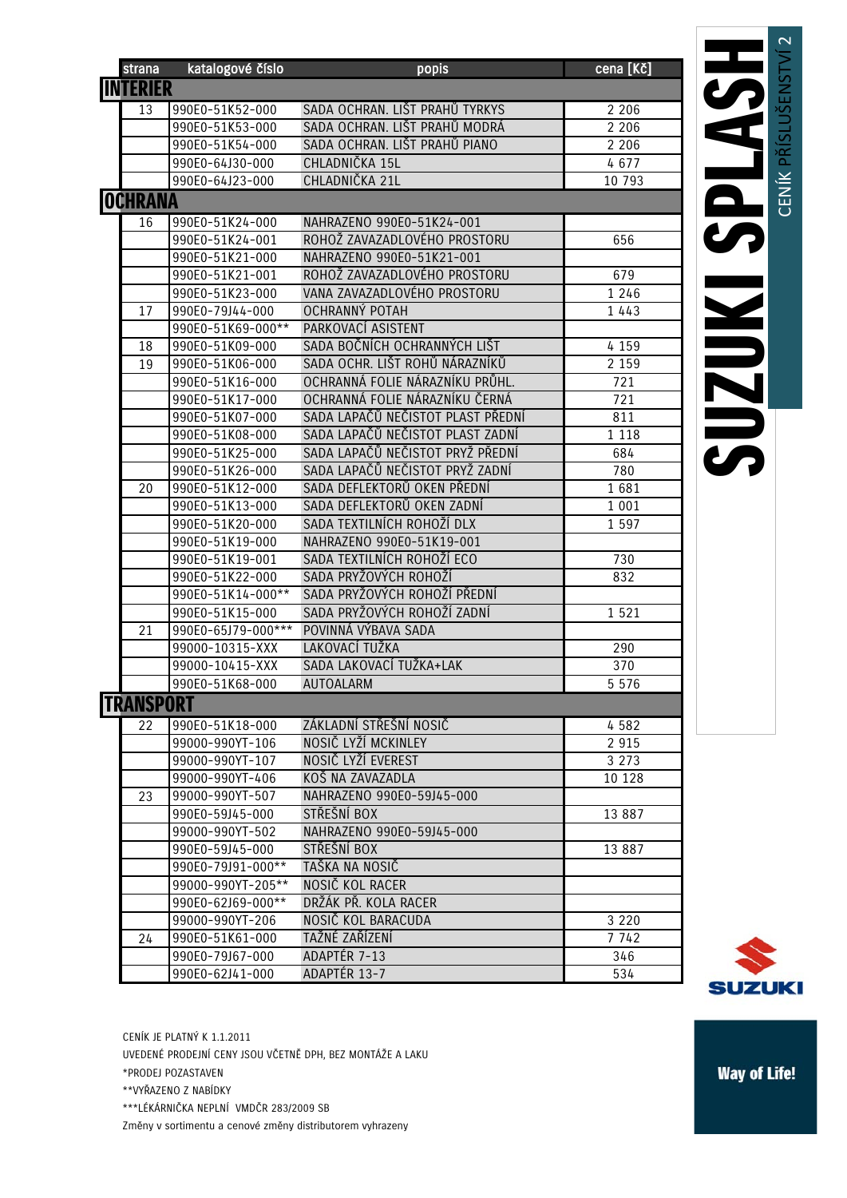# SUZUKI SPLASH

CENÍK PŘÍSLUŠENSTVÍ 2

| strana | katalogové číslo | popis | cena [Kč] |
|---|---|---|---|
| **INTERIER** | | | |
| 13 | 990E0-51K52-000 | SADA OCHRAN. LIŠT PRAHŮ TYRKYS | 2 206 |
| | 990E0-51K53-000 | SADA OCHRAN. LIŠT PRAHŮ MODRÁ | 2 206 |
| | 990E0-51K54-000 | SADA OCHRAN. LIŠT PRAHŮ PIANO | 2 206 |
| | 990E0-64J30-000 | CHLADNIČKA 15L | 4 677 |
| | 990E0-64J23-000 | CHLADNIČKA 21L | 10 793 |
| **OCHRANA** | | | |
| 16 | 990E0-51K24-000 | NAHRAZENO 990E0-51K24-001 | |
| | 990E0-51K24-001 | ROHOŽ ZAVAZADLOVÉHO PROSTORU | 656 |
| | 990E0-51K21-000 | NAHRAZENO 990E0-51K21-001 | |
| | 990E0-51K21-001 | ROHOŽ ZAVAZADLOVÉHO PROSTORU | 679 |
| | 990E0-51K23-000 | VANA ZAVAZADLOVÉHO PROSTORU | 1 246 |
| 17 | 990E0-79J44-000 | OCHRANNÝ POTAH | 1 443 |
| | 990E0-51K69-000** | PARKOVACÍ ASISTENT | |
| 18 | 990E0-51K09-000 | SADA BOČNÍCH OCHRANNÝCH LIŠT | 4 159 |
| 19 | 990E0-51K06-000 | SADA OCHR. LIŠT ROHŮ NÁRAZNÍKŮ | 2 159 |
| | 990E0-51K16-000 | OCHRANNÁ FOLIE NÁRAZNÍKU PRŮHL. | 721 |
| | 990E0-51K17-000 | OCHRANNÁ FOLIE NÁRAZNÍKU ČERNÁ | 721 |
| | 990E0-51K07-000 | SADA LAPAČŮ NEČISTOT PLAST PŘEDNÍ | 811 |
| | 990E0-51K08-000 | SADA LAPAČŮ NEČISTOT PLAST ZADNÍ | 1 118 |
| | 990E0-51K25-000 | SADA LAPAČŮ NEČISTOT PRYŽ PŘEDNÍ | 684 |
| | 990E0-51K26-000 | SADA LAPAČŮ NEČISTOT PRYŽ ZADNÍ | 780 |
| 20 | 990E0-51K12-000 | SADA DEFLEKTORŮ OKEN PŘEDNÍ | 1 681 |
| | 990E0-51K13-000 | SADA DEFLEKTORŮ OKEN ZADNÍ | 1 001 |
| | 990E0-51K20-000 | SADA TEXTILNÍCH ROHOŽÍ DLX | 1 597 |
| | 990E0-51K19-000 | NAHRAZENO 990E0-51K19-001 | |
| | 990E0-51K19-001 | SADA TEXTILNÍCH ROHOŽÍ ECO | 730 |
| | 990E0-51K22-000 | SADA PRYŽOVÝCH ROHOŽÍ | 832 |
| | 990E0-51K14-000** | SADA PRYŽOVÝCH ROHOŽÍ PŘEDNÍ | |
| | 990E0-51K15-000 | SADA PRYŽOVÝCH ROHOŽÍ ZADNÍ | 1 521 |
| 21 | 990E0-65J79-000*** | POVINNÁ VÝBAVA SADA | |
| | 99000-10315-XXX | LAKOVACÍ TUŽKA | 290 |
| | 99000-10415-XXX | SADA LAKOVACÍ TUŽKA+LAK | 370 |
| | 990E0-51K68-000 | AUTOALARM | 5 576 |
| **TRANSPORT** | | | |
| 22 | 990E0-51K18-000 | ZÁKLADNÍ STŘEŠNÍ NOSIČ | 4 582 |
| | 99000-990YT-106 | NOSIČ LYŽÍ MCKINLEY | 2 915 |
| | 99000-990YT-107 | NOSIČ LYŽÍ EVEREST | 3 273 |
| | 99000-990YT-406 | KOŠ NA ZAVAZADLA | 10 128 |
| 23 | 99000-990YT-507 | NAHRAZENO 990E0-59J45-000 | |
| | 990E0-59J45-000 | STŘEŠNÍ BOX | 13 887 |
| | 99000-990YT-502 | NAHRAZENO 990E0-59J45-000 | |
| | 990E0-59J45-000 | STŘEŠNÍ BOX | 13 887 |
| | 990E0-79J91-000** | TAŠKA NA NOSIČ | |
| | 99000-990YT-205** | NOSIČ KOL RACER | |
| | 990E0-62J69-000** | DRŽÁK PŘ. KOLA RACER | |
| | 99000-990YT-206 | NOSIČ KOL BARACUDA | 3 220 |
| 24 | 990E0-51K61-000 | TAŽNÉ ZAŘÍZENÍ | 7 742 |
| | 990E0-79J67-000 | ADAPTÉR 7-13 | 346 |
| | 990E0-62J41-000 | ADAPTÉR 13-7 | 534 |

CENÍK JE PLATNÝ K 1.1.2011

UVEDENÉ PRODEJNÍ CENY JSOU VČETNĚ DPH, BEZ MONTÁŽE A LAKU

*PRODEJ POZASTAVEN

**VYŘAZENO Z NABÍDKY

***LÉKÁRNIČKA NEPLNÍ VMDČR 283/2009 SB

Změny v sortimentu a cenové změny distributorem vyhrazeny

SUZUKI

Way of Life!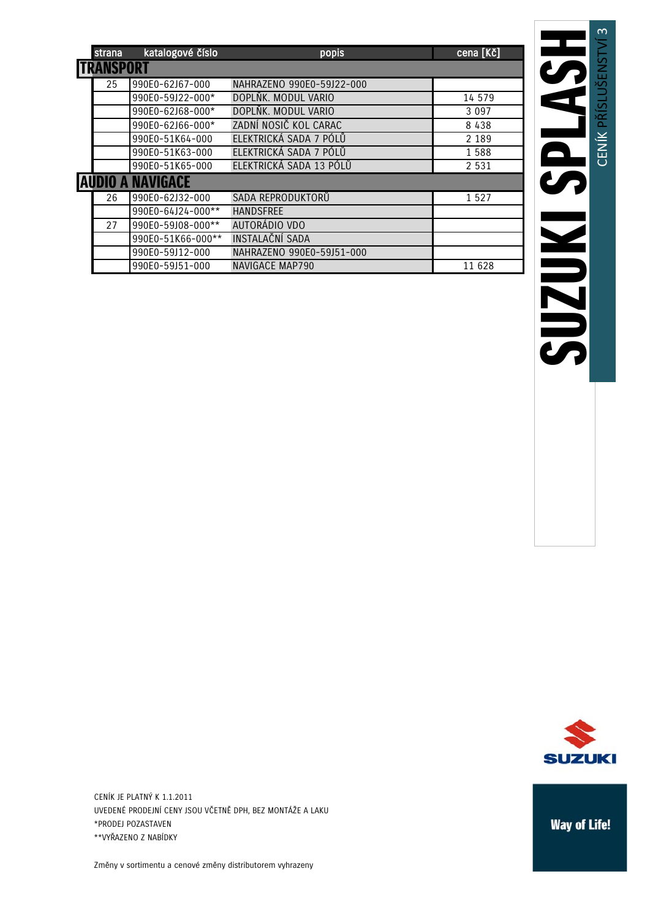# SUZUKI SPLASH

CENÍK PŘÍSLUŠENSTVÍ 3

| strana | katalogové číslo | popis | cena [Kč] |
|---|---|---|---|
| **TRANSPORT** | | | |
| 25 | 990E0-62J67-000 | NAHRAZENO 990E0-59J22-000 | |
| | 990E0-59J22-000* | DOPLŇK. MODUL VARIO | 14 579 |
| | 990E0-62J68-000* | DOPLŇK. MODUL VARIO | 3 097 |
| | 990E0-62J66-000* | ZADNÍ NOSIČ KOL CARAC | 8 438 |
| | 990E0-51K64-000 | ELEKTRICKÁ SADA 7 PÓLŮ | 2 189 |
| | 990E0-51K63-000 | ELEKTRICKÁ SADA 7 PÓLŮ | 1 588 |
| | 990E0-51K65-000 | ELEKTRICKÁ SADA 13 PÓLŮ | 2 531 |
| **AUDIO A NAVIGACE** | | | |
| 26 | 990E0-62J32-000 | SADA REPRODUKTORŮ | 1 527 |
| | 990E0-64J24-000** | HANDSFREE | |
| 27 | 990E0-59J08-000** | AUTORÁDIO VDO | |
| | 990E0-51K66-000** | INSTALAČNÍ SADA | |
| | 990E0-59J12-000 | NAHRAZENO 990E0-59J51-000 | |
| | 990E0-59J51-000 | NAVIGACE MAP790 | 11 628 |

CENÍK JE PLATNÝ K 1.1.2011

UVEDENÉ PRODEJNÍ CENY JSOU VČETNĚ DPH, BEZ MONTÁŽE A LAKU

*PRODEJ POZASTAVEN

**VYŘAZENO Z NABÍDKY

Změny v sortimentu a cenové změny distributorem vyhrazeny

SUZUKI

Way of Life!